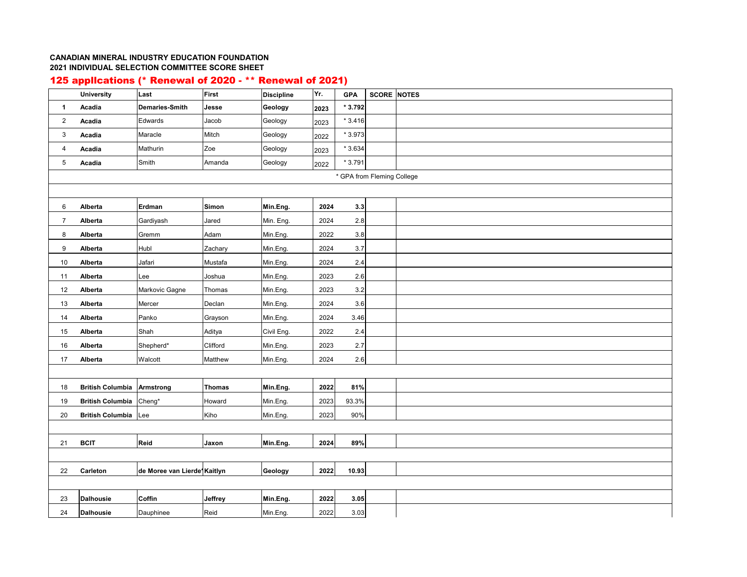**CANADIAN MINERAL INDUSTRY EDUCATION FOUNDATION**

**2021 INDIVIDUAL SELECTION COMMITTEE SCORE SHEET**

## 125 appllcations (* Renewal of 2020 - ** Renewal of 2021)

| | University | Last | First | Discipline | Yr. | GPA | SCORE | NOTES |
|---|---|---|---|---|---|---|---|---|
| **1** | **Acadia** | **Demaries-Smith** | **Jesse** | **Geology** | **2023** | *** 3.792** | | |
| 2 | **Acadia** | Edwards | Jacob | Geology | 2023 | * 3.416 | | |
| 3 | **Acadia** | Maracle | Mitch | Geology | 2022 | * 3.973 | | |
| 4 | **Acadia** | Mathurin | Zoe | Geology | 2023 | * 3.634 | | |
| 5 | **Acadia** | Smith | Amanda | Geology | 2022 | * 3.791 | | |
| | | | | | | * GPA from Fleming College | | |
| | | | | | | | | |
| 6 | **Alberta** | **Erdman** | **Simon** | **Min.Eng.** | **2024** | **3.3** | | |
| 7 | **Alberta** | Gardiyash | Jared | Min. Eng. | 2024 | 2.8 | | |
| 8 | **Alberta** | Gremm | Adam | Min.Eng. | 2022 | 3.8 | | |
| 9 | **Alberta** | Hubl | Zachary | Min.Eng. | 2024 | 3.7 | | |
| 10 | **Alberta** | Jafari | Mustafa | Min.Eng. | 2024 | 2.4 | | |
| 11 | **Alberta** | Lee | Joshua | Min.Eng. | 2023 | 2.6 | | |
| 12 | **Alberta** | Markovic Gagne | Thomas | Min.Eng. | 2023 | 3.2 | | |
| 13 | **Alberta** | Mercer | Declan | Min.Eng. | 2024 | 3.6 | | |
| 14 | **Alberta** | Panko | Grayson | Min.Eng. | 2024 | 3.46 | | |
| 15 | **Alberta** | Shah | Aditya | Civil Eng. | 2022 | 2.4 | | |
| 16 | **Alberta** | Shepherd* | Clifford | Min.Eng. | 2023 | 2.7 | | |
| 17 | **Alberta** | Walcott | Matthew | Min.Eng. | 2024 | 2.6 | | |
| | | | | | | | | |
| 18 | **British Columbia** | **Armstrong** | **Thomas** | **Min.Eng.** | **2022** | **81%** | | |
| 19 | **British Columbia** | Cheng* | Howard | Min.Eng. | 2023 | 93.3% | | |
| 20 | **British Columbia** | Lee | Kiho | Min.Eng. | 2023 | 90% | | |
| | | | | | | | | |
| 21 | **BCIT** | **Reid** | **Jaxon** | **Min.Eng.** | **2024** | **89%** | | |
| | | | | | | | | |
| 22 | **Carleton** | **de Moree van Lierde*** | **Kaitlyn** | **Geology** | **2022** | **10.93** | | |
| | | | | | | | | |
| 23 | **Dalhousie** | **Coffin** | **Jeffrey** | **Min.Eng.** | **2022** | **3.05** | | |
| 24 | **Dalhousie** | Dauphinee | Reid | Min.Eng. | 2022 | 3.03 | | |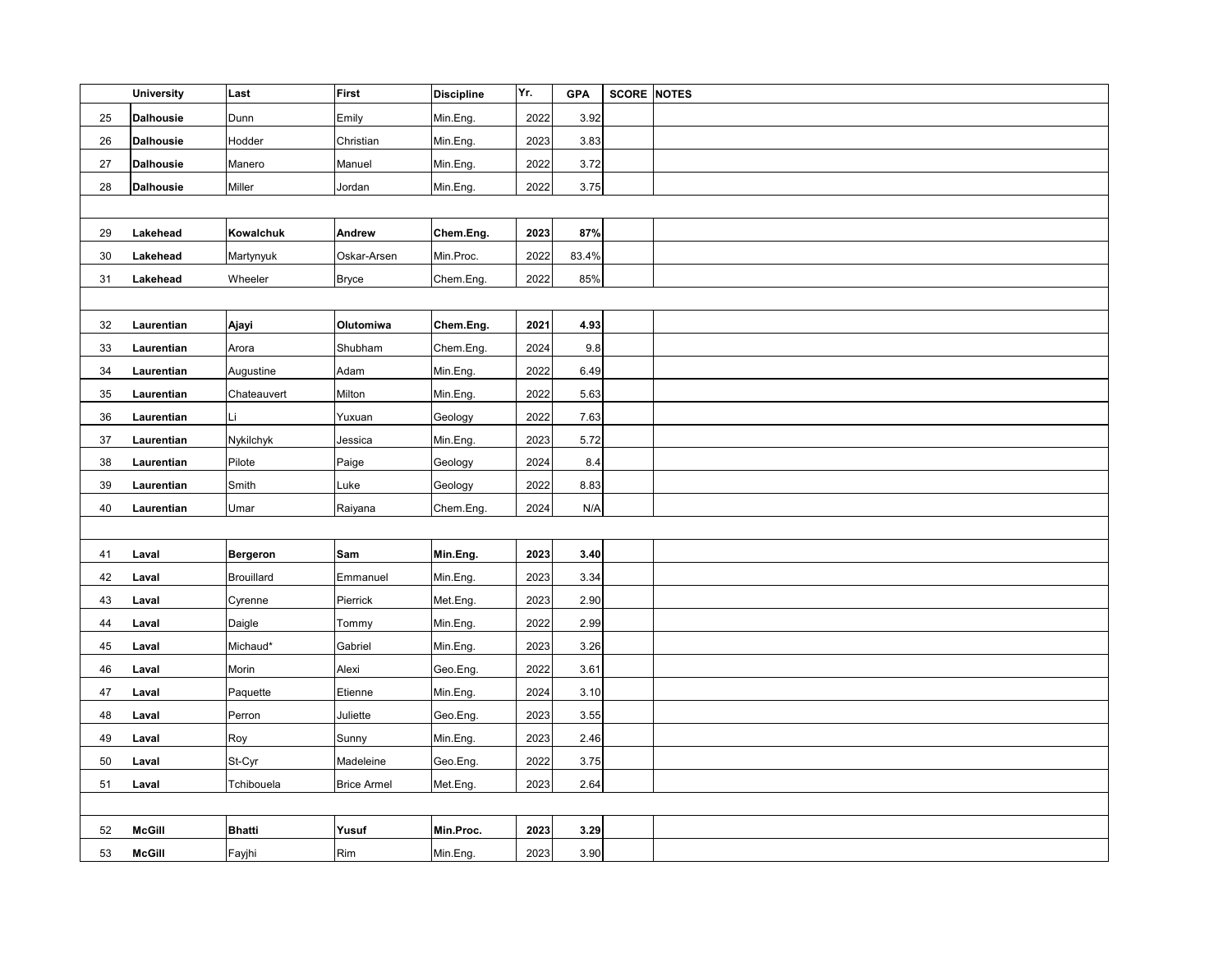| | University | Last | First | Discipline | Yr. | GPA | SCORE | NOTES |
|---|---|---|---|---|---|---|---|---|
| 25 | **Dalhousie** | Dunn | Emily | Min.Eng. | 2022 | 3.92 | | |
| 26 | **Dalhousie** | Hodder | Christian | Min.Eng. | 2023 | 3.83 | | |
| 27 | **Dalhousie** | Manero | Manuel | Min.Eng. | 2022 | 3.72 | | |
| 28 | **Dalhousie** | Miller | Jordan | Min.Eng. | 2022 | 3.75 | | |
| | | | | | | | | |
| 29 | **Lakehead** | **Kowalchuk** | **Andrew** | **Chem.Eng.** | **2023** | **87%** | | |
| 30 | **Lakehead** | Martynyuk | Oskar-Arsen | Min.Proc. | 2022 | 83.4% | | |
| 31 | **Lakehead** | Wheeler | Bryce | Chem.Eng. | 2022 | 85% | | |
| | | | | | | | | |
| 32 | **Laurentian** | **Ajayi** | **Olutomiwa** | **Chem.Eng.** | **2021** | **4.93** | | |
| 33 | **Laurentian** | Arora | Shubham | Chem.Eng. | 2024 | 9.8 | | |
| 34 | **Laurentian** | Augustine | Adam | Min.Eng. | 2022 | 6.49 | | |
| 35 | **Laurentian** | Chateauvert | Milton | Min.Eng. | 2022 | 5.63 | | |
| 36 | **Laurentian** | Li | Yuxuan | Geology | 2022 | 7.63 | | |
| 37 | **Laurentian** | Nykilchyk | Jessica | Min.Eng. | 2023 | 5.72 | | |
| 38 | **Laurentian** | Pilote | Paige | Geology | 2024 | 8.4 | | |
| 39 | **Laurentian** | Smith | Luke | Geology | 2022 | 8.83 | | |
| 40 | **Laurentian** | Umar | Raiyana | Chem.Eng. | 2024 | N/A | | |
| | | | | | | | | |
| 41 | **Laval** | **Bergeron** | **Sam** | **Min.Eng.** | **2023** | **3.40** | | |
| 42 | **Laval** | Brouillard | Emmanuel | Min.Eng. | 2023 | 3.34 | | |
| 43 | **Laval** | Cyrenne | Pierrick | Met.Eng. | 2023 | 2.90 | | |
| 44 | **Laval** | Daigle | Tommy | Min.Eng. | 2022 | 2.99 | | |
| 45 | **Laval** | Michaud* | Gabriel | Min.Eng. | 2023 | 3.26 | | |
| 46 | **Laval** | Morin | Alexi | Geo.Eng. | 2022 | 3.61 | | |
| 47 | **Laval** | Paquette | Etienne | Min.Eng. | 2024 | 3.10 | | |
| 48 | **Laval** | Perron | Juliette | Geo.Eng. | 2023 | 3.55 | | |
| 49 | **Laval** | Roy | Sunny | Min.Eng. | 2023 | 2.46 | | |
| 50 | **Laval** | St-Cyr | Madeleine | Geo.Eng. | 2022 | 3.75 | | |
| 51 | **Laval** | Tchibouela | Brice Armel | Met.Eng. | 2023 | 2.64 | | |
| | | | | | | | | |
| 52 | **McGill** | **Bhatti** | **Yusuf** | **Min.Proc.** | **2023** | **3.29** | | |
| 53 | **McGill** | Fayjhi | Rim | Min.Eng. | 2023 | 3.90 | | |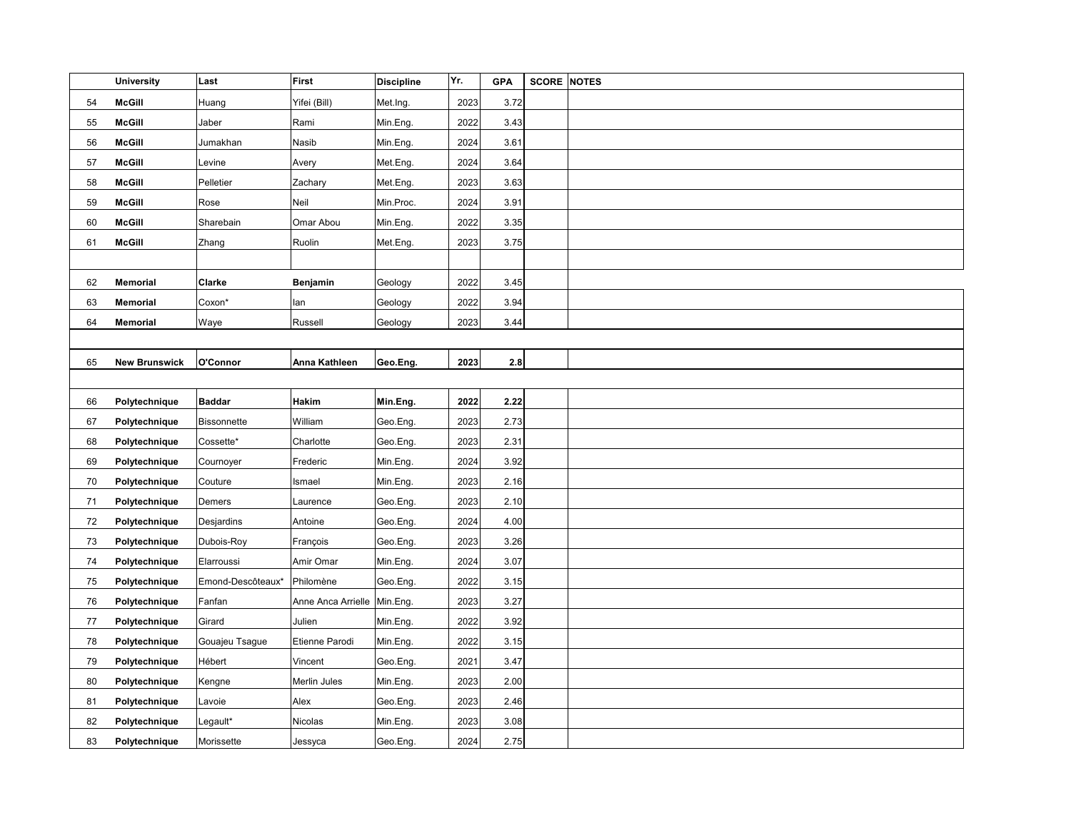| | University | Last | First | Discipline | Yr. | GPA | SCORE | NOTES |
|---|---|---|---|---|---|---|---|---|
| 54 | **McGill** | Huang | Yifei (Bill) | Met.Ing. | 2023 | 3.72 | | |
| 55 | **McGill** | Jaber | Rami | Min.Eng. | 2022 | 3.43 | | |
| 56 | **McGill** | Jumakhan | Nasib | Min.Eng. | 2024 | 3.61 | | |
| 57 | **McGill** | Levine | Avery | Met.Eng. | 2024 | 3.64 | | |
| 58 | **McGill** | Pelletier | Zachary | Met.Eng. | 2023 | 3.63 | | |
| 59 | **McGill** | Rose | Neil | Min.Proc. | 2024 | 3.91 | | |
| 60 | **McGill** | Sharebain | Omar Abou | Min.Eng. | 2022 | 3.35 | | |
| 61 | **McGill** | Zhang | Ruolin | Met.Eng. | 2023 | 3.75 | | |
| | | | | | | | | |
| 62 | **Memorial** | **Clarke** | **Benjamin** | Geology | 2022 | 3.45 | | |
| 63 | **Memorial** | Coxon* | Ian | Geology | 2022 | 3.94 | | |
| 64 | **Memorial** | Waye | Russell | Geology | 2023 | 3.44 | | |
| | | | | | | | | |
| 65 | **New Brunswick** | **O'Connor** | **Anna Kathleen** | **Geo.Eng.** | **2023** | **2.8** | | |
| | | | | | | | | |
| 66 | **Polytechnique** | **Baddar** | **Hakim** | **Min.Eng.** | **2022** | **2.22** | | |
| 67 | **Polytechnique** | Bissonnette | William | Geo.Eng. | 2023 | 2.73 | | |
| 68 | **Polytechnique** | Cossette* | Charlotte | Geo.Eng. | 2023 | 2.31 | | |
| 69 | **Polytechnique** | Cournoyer | Frederic | Min.Eng. | 2024 | 3.92 | | |
| 70 | **Polytechnique** | Couture | Ismael | Min.Eng. | 2023 | 2.16 | | |
| 71 | **Polytechnique** | Demers | Laurence | Geo.Eng. | 2023 | 2.10 | | |
| 72 | **Polytechnique** | Desjardins | Antoine | Geo.Eng. | 2024 | 4.00 | | |
| 73 | **Polytechnique** | Dubois-Roy | François | Geo.Eng. | 2023 | 3.26 | | |
| 74 | **Polytechnique** | Elarroussi | Amir Omar | Min.Eng. | 2024 | 3.07 | | |
| 75 | **Polytechnique** | Emond-Descôteaux* | Philomène | Geo.Eng. | 2022 | 3.15 | | |
| 76 | **Polytechnique** | Fanfan | Anne Anca Arrielle | Min.Eng. | 2023 | 3.27 | | |
| 77 | **Polytechnique** | Girard | Julien | Min.Eng. | 2022 | 3.92 | | |
| 78 | **Polytechnique** | Gouajeu Tsague | Etienne Parodi | Min.Eng. | 2022 | 3.15 | | |
| 79 | **Polytechnique** | Hébert | Vincent | Geo.Eng. | 2021 | 3.47 | | |
| 80 | **Polytechnique** | Kengne | Merlin Jules | Min.Eng. | 2023 | 2.00 | | |
| 81 | **Polytechnique** | Lavoie | Alex | Geo.Eng. | 2023 | 2.46 | | |
| 82 | **Polytechnique** | Legault* | Nicolas | Min.Eng. | 2023 | 3.08 | | |
| 83 | **Polytechnique** | Morissette | Jessyca | Geo.Eng. | 2024 | 2.75 | | |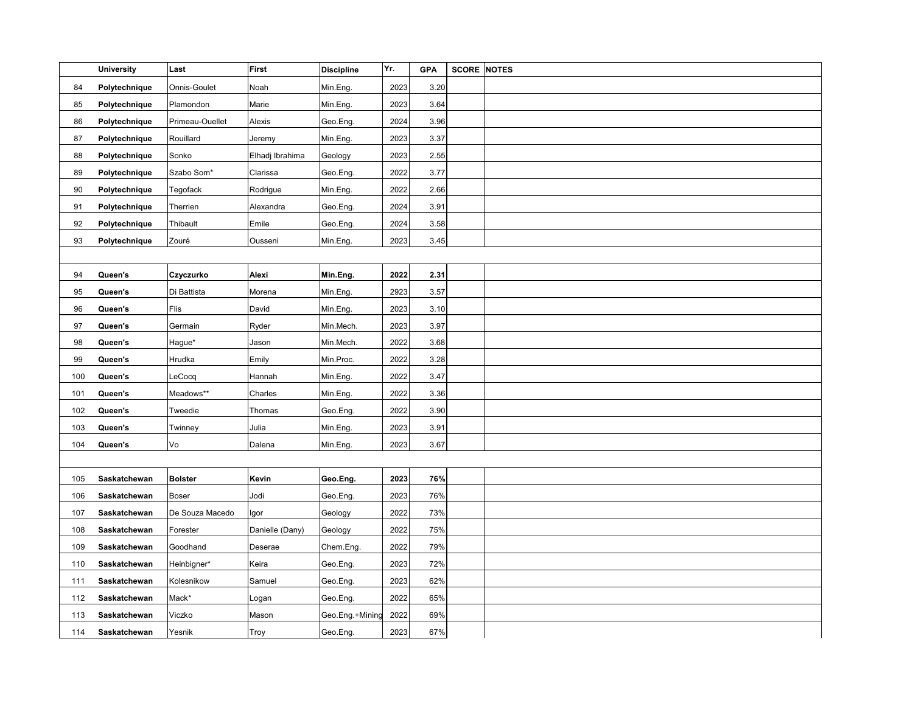| | University | Last | First | Discipline | Yr. | GPA | SCORE | NOTES |
|---|---|---|---|---|---|---|---|---|
| 84 | **Polytechnique** | Onnis-Goulet | Noah | Min.Eng. | 2023 | 3.20 | | |
| 85 | **Polytechnique** | Plamondon | Marie | Min.Eng. | 2023 | 3.64 | | |
| 86 | **Polytechnique** | Primeau-Ouellet | Alexis | Geo.Eng. | 2024 | 3.96 | | |
| 87 | **Polytechnique** | Rouillard | Jeremy | Min.Eng. | 2023 | 3.37 | | |
| 88 | **Polytechnique** | Sonko | Elhadj Ibrahima | Geology | 2023 | 2.55 | | |
| 89 | **Polytechnique** | Szabo Som* | Clarissa | Geo.Eng. | 2022 | 3.77 | | |
| 90 | **Polytechnique** | Tegofack | Rodrigue | Min.Eng. | 2022 | 2.66 | | |
| 91 | **Polytechnique** | Therrien | Alexandra | Geo.Eng. | 2024 | 3.91 | | |
| 92 | **Polytechnique** | Thibault | Emile | Geo.Eng. | 2024 | 3.58 | | |
| 93 | **Polytechnique** | Zouré | Ousseni | Min.Eng. | 2023 | 3.45 | | |
| | | | | | | | | |
| 94 | **Queen's** | **Czyczurko** | **Alexi** | **Min.Eng.** | **2022** | **2.31** | | |
| 95 | **Queen's** | Di Battista | Morena | Min.Eng. | 2923 | 3.57 | | |
| 96 | **Queen's** | Flis | David | Min.Eng. | 2023 | 3.10 | | |
| 97 | **Queen's** | Germain | Ryder | Min.Mech. | 2023 | 3.97 | | |
| 98 | **Queen's** | Hague* | Jason | Min.Mech. | 2022 | 3.68 | | |
| 99 | **Queen's** | Hrudka | Emily | Min.Proc. | 2022 | 3.28 | | |
| 100 | **Queen's** | LeCocq | Hannah | Min.Eng. | 2022 | 3.47 | | |
| 101 | **Queen's** | Meadows** | Charles | Min.Eng. | 2022 | 3.36 | | |
| 102 | **Queen's** | Tweedie | Thomas | Geo.Eng. | 2022 | 3.90 | | |
| 103 | **Queen's** | Twinney | Julia | Min.Eng. | 2023 | 3.91 | | |
| 104 | **Queen's** | Vo | Dalena | Min.Eng. | 2023 | 3.67 | | |
| | | | | | | | | |
| 105 | **Saskatchewan** | **Bolster** | **Kevin** | **Geo.Eng.** | **2023** | **76%** | | |
| 106 | **Saskatchewan** | Boser | Jodi | Geo.Eng. | 2023 | 76% | | |
| 107 | **Saskatchewan** | De Souza Macedo | Igor | Geology | 2022 | 73% | | |
| 108 | **Saskatchewan** | Forester | Danielle (Dany) | Geology | 2022 | 75% | | |
| 109 | **Saskatchewan** | Goodhand | Deserae | Chem.Eng. | 2022 | 79% | | |
| 110 | **Saskatchewan** | Heinbigner* | Keira | Geo.Eng. | 2023 | 72% | | |
| 111 | **Saskatchewan** | Kolesnikow | Samuel | Geo.Eng. | 2023 | 62% | | |
| 112 | **Saskatchewan** | Mack* | Logan | Geo.Eng. | 2022 | 65% | | |
| 113 | **Saskatchewan** | Viczko | Mason | Geo.Eng.+Mining | 2022 | 69% | | |
| 114 | **Saskatchewan** | Yesnik | Troy | Geo.Eng. | 2023 | 67% | | |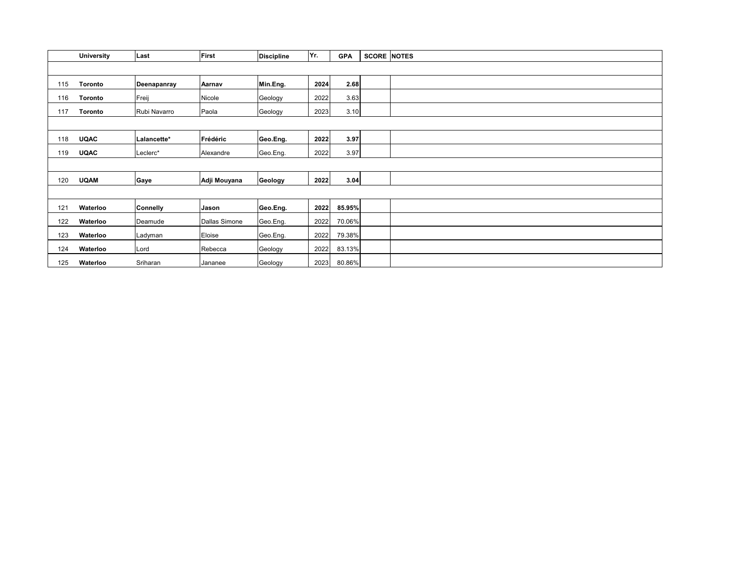| | University | Last | First | Discipline | Yr. | GPA | SCORE | NOTES |
|---|---|---|---|---|---|---|---|---|
| | | | | | | | | |
| 115 | **Toronto** | **Deenapanray** | **Aarnav** | **Min.Eng.** | **2024** | **2.68** | | |
| 116 | **Toronto** | Freij | Nicole | Geology | 2022 | 3.63 | | |
| 117 | **Toronto** | Rubi Navarro | Paola | Geology | 2023 | 3.10 | | |
| | | | | | | | | |
| 118 | **UQAC** | **Lalancette*** | **Frédéric** | **Geo.Eng.** | **2022** | **3.97** | | |
| 119 | **UQAC** | Leclerc* | Alexandre | Geo.Eng. | 2022 | 3.97 | | |
| | | | | | | | | |
| 120 | **UQAM** | **Gaye** | **Adji Mouyana** | **Geology** | **2022** | **3.04** | | |
| | | | | | | | | |
| 121 | **Waterloo** | **Connelly** | **Jason** | **Geo.Eng.** | **2022** | **85.95%** | | |
| 122 | **Waterloo** | Deamude | Dallas Simone | Geo.Eng. | 2022 | 70.06% | | |
| 123 | **Waterloo** | Ladyman | Eloise | Geo.Eng. | 2022 | 79.38% | | |
| 124 | **Waterloo** | Lord | Rebecca | Geology | 2022 | 83.13% | | |
| 125 | **Waterloo** | Sriharan | Jananee | Geology | 2023 | 80.86% | | |